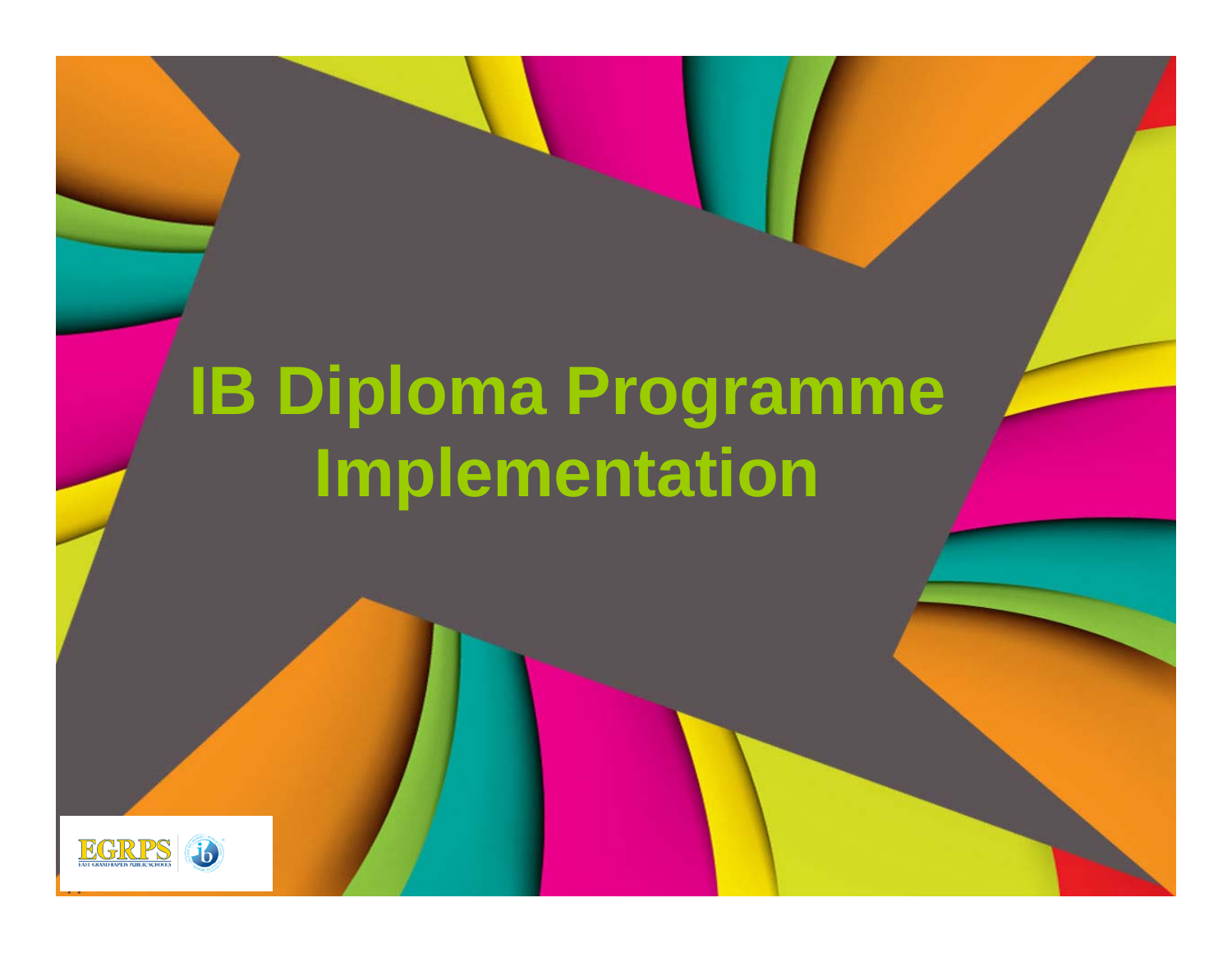# IB Diploma Programme Implementation

EGRPS
EAST GRAND RAPIDS PUBLIC SCHOOLS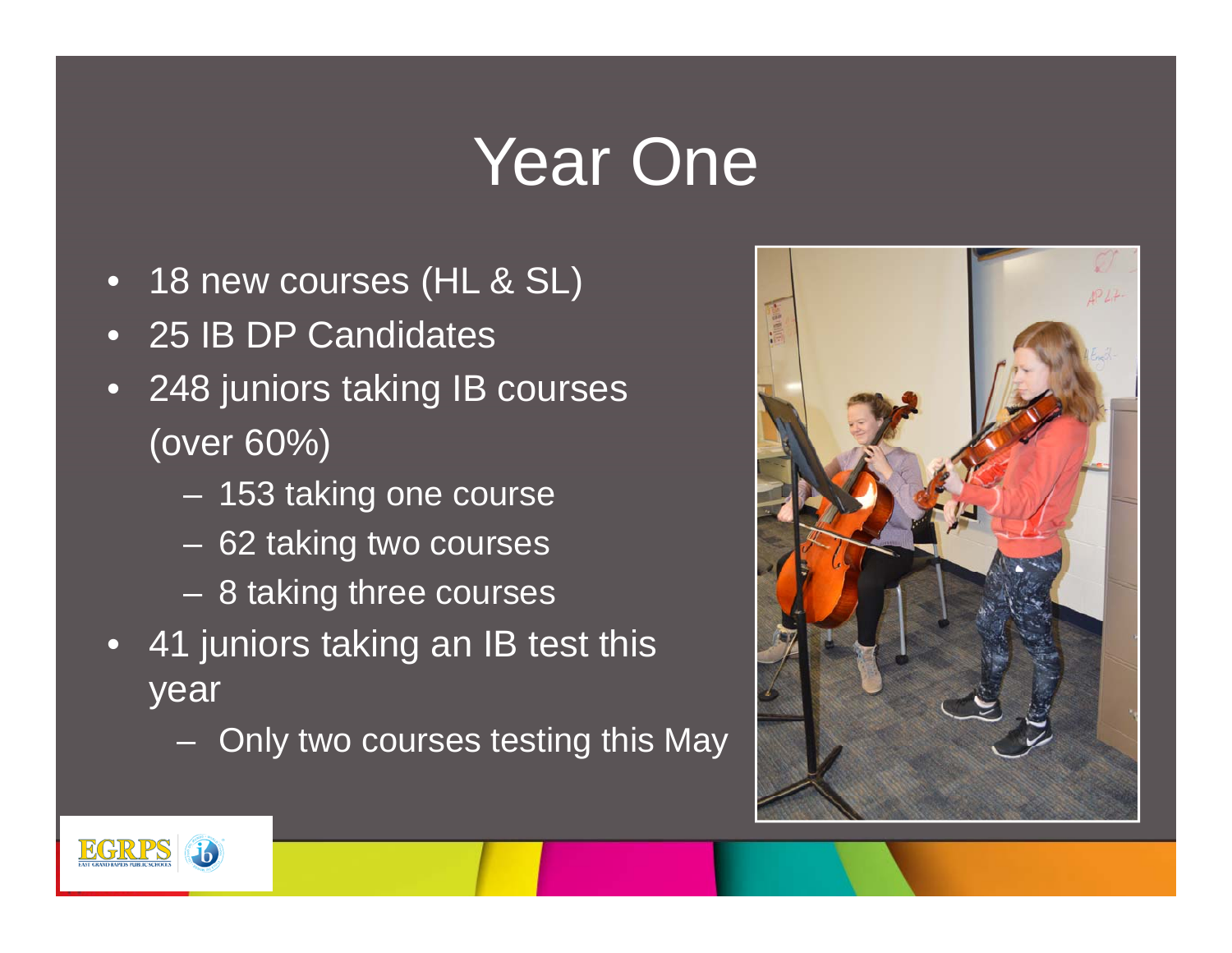# Year One

- 18 new courses (HL & SL)
- 25 IB DP Candidates
- 248 juniors taking IB courses (over 60%)
  - 153 taking one course
  - 62 taking two courses
  - 8 taking three courses
- 41 juniors taking an IB test this year
  - Only two courses testing this May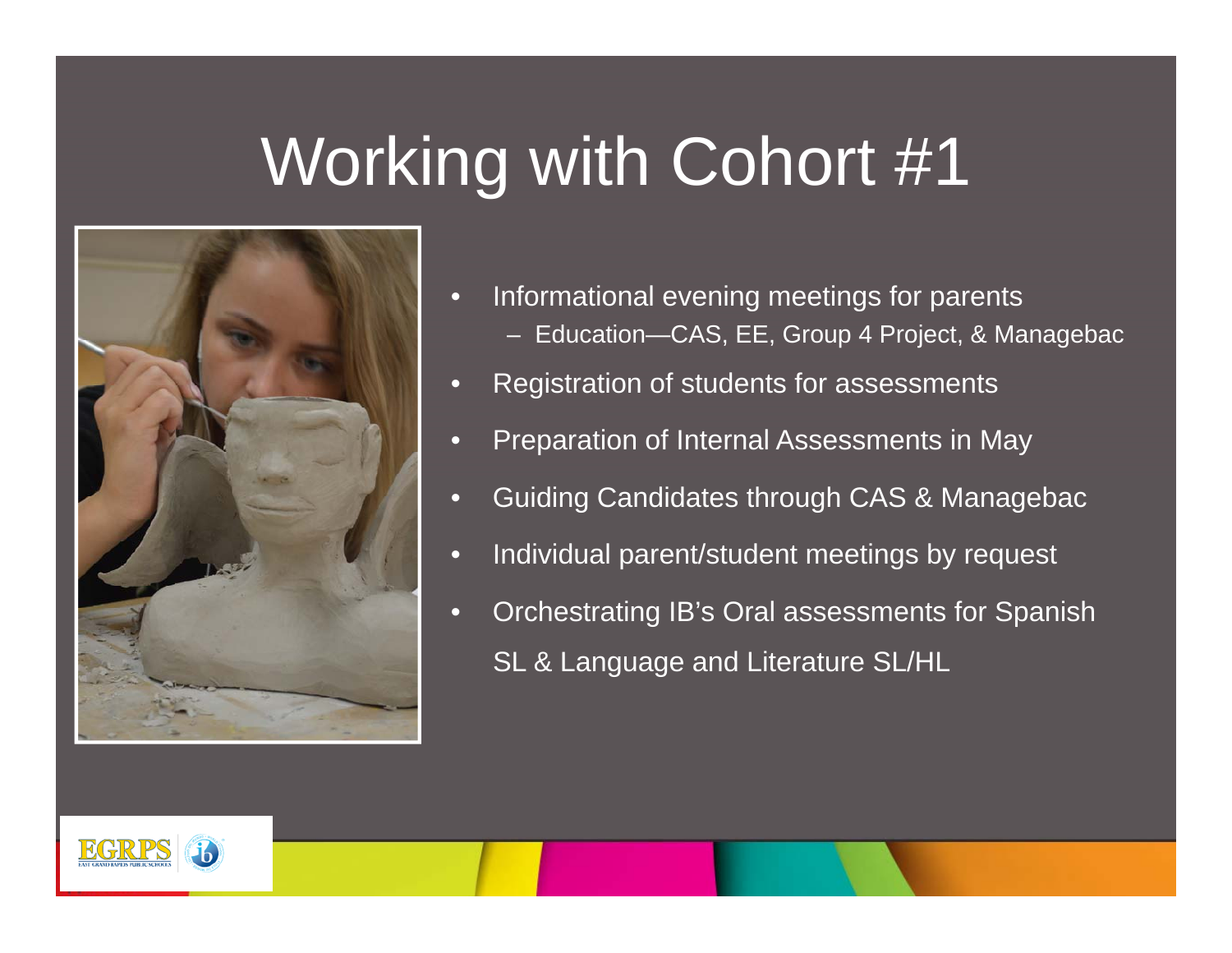# Working with Cohort #1

- Informational evening meetings for parents
  - Education—CAS, EE, Group 4 Project, & Managebac
- Registration of students for assessments
- Preparation of Internal Assessments in May
- Guiding Candidates through CAS & Managebac
- Individual parent/student meetings by request
- Orchestrating IB's Oral assessments for Spanish SL & Language and Literature SL/HL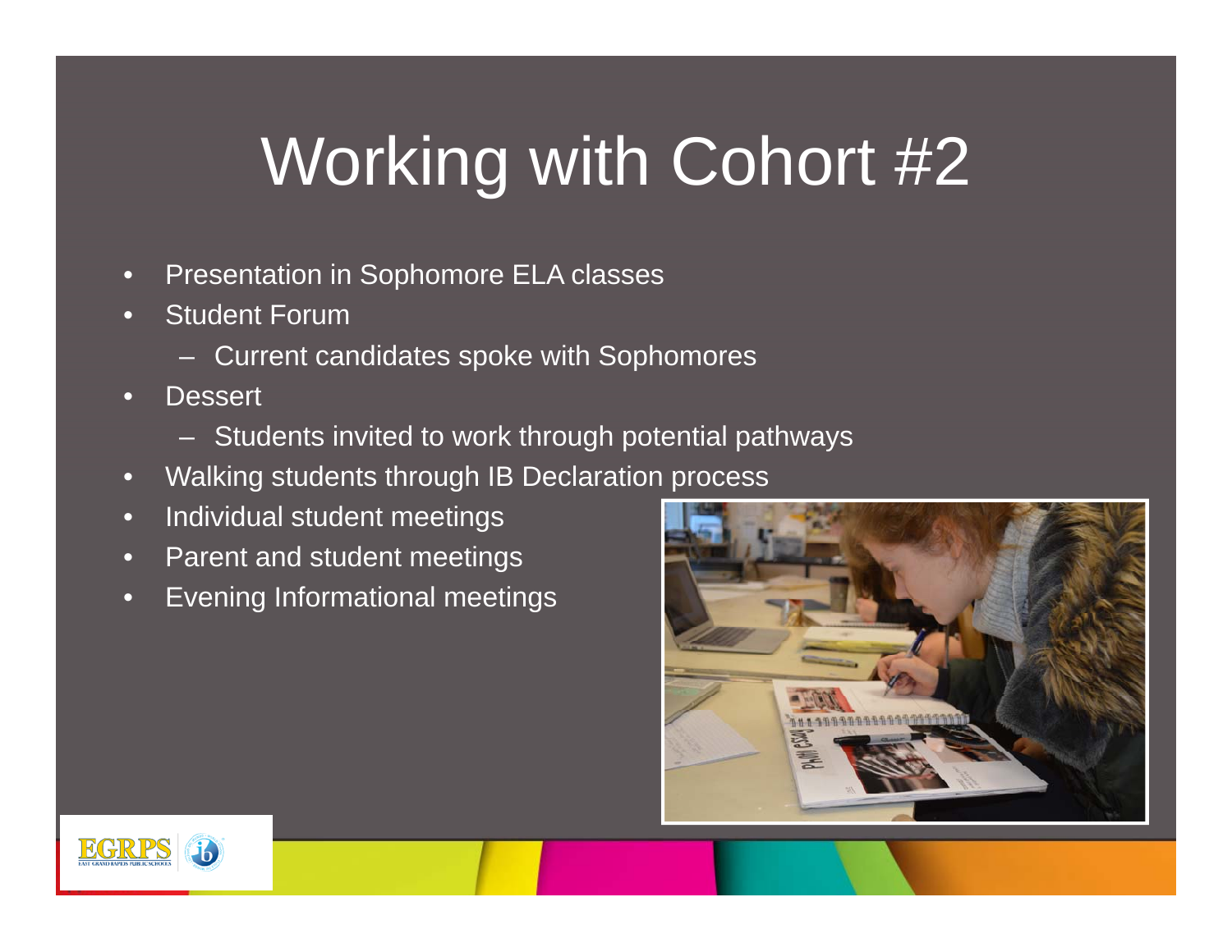# Working with Cohort #2

- Presentation in Sophomore ELA classes
- Student Forum
  - Current candidates spoke with Sophomores
- Dessert
  - Students invited to work through potential pathways
- Walking students through IB Declaration process
- Individual student meetings
- Parent and student meetings
- Evening Informational meetings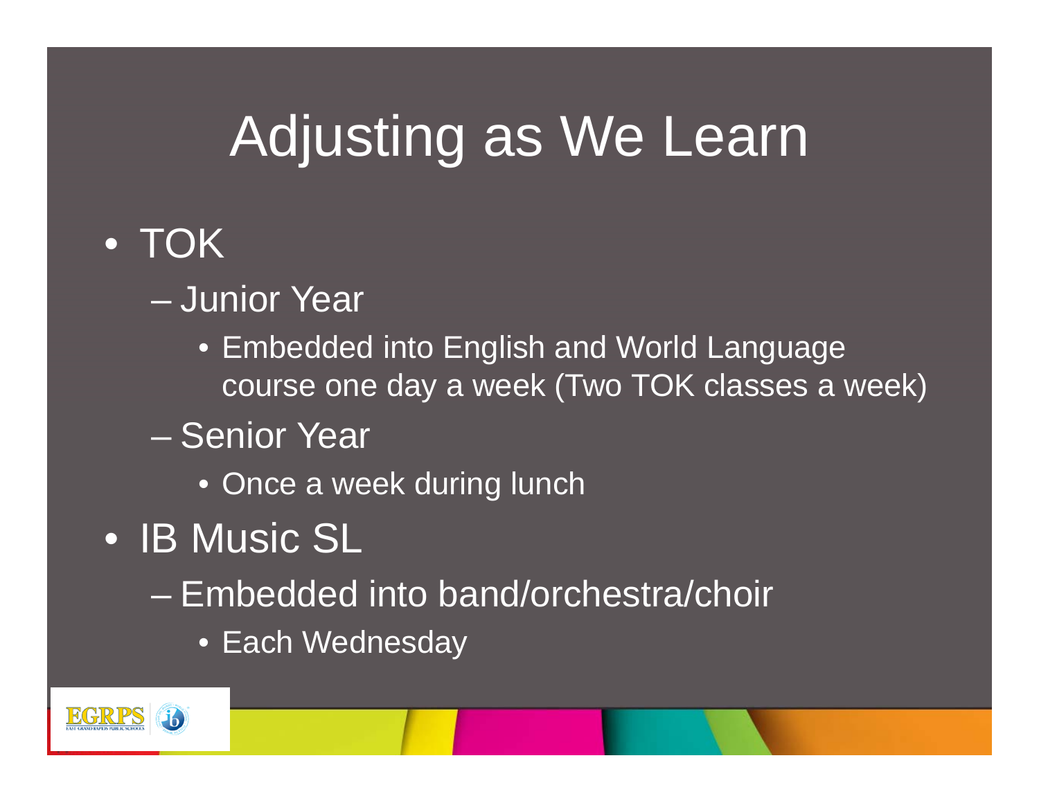# Adjusting as We Learn

- TOK
  - Junior Year
    - Embedded into English and World Language course one day a week (Two TOK classes a week)
  - Senior Year
    - Once a week during lunch
- IB Music SL
  - Embedded into band/orchestra/choir
    - Each Wednesday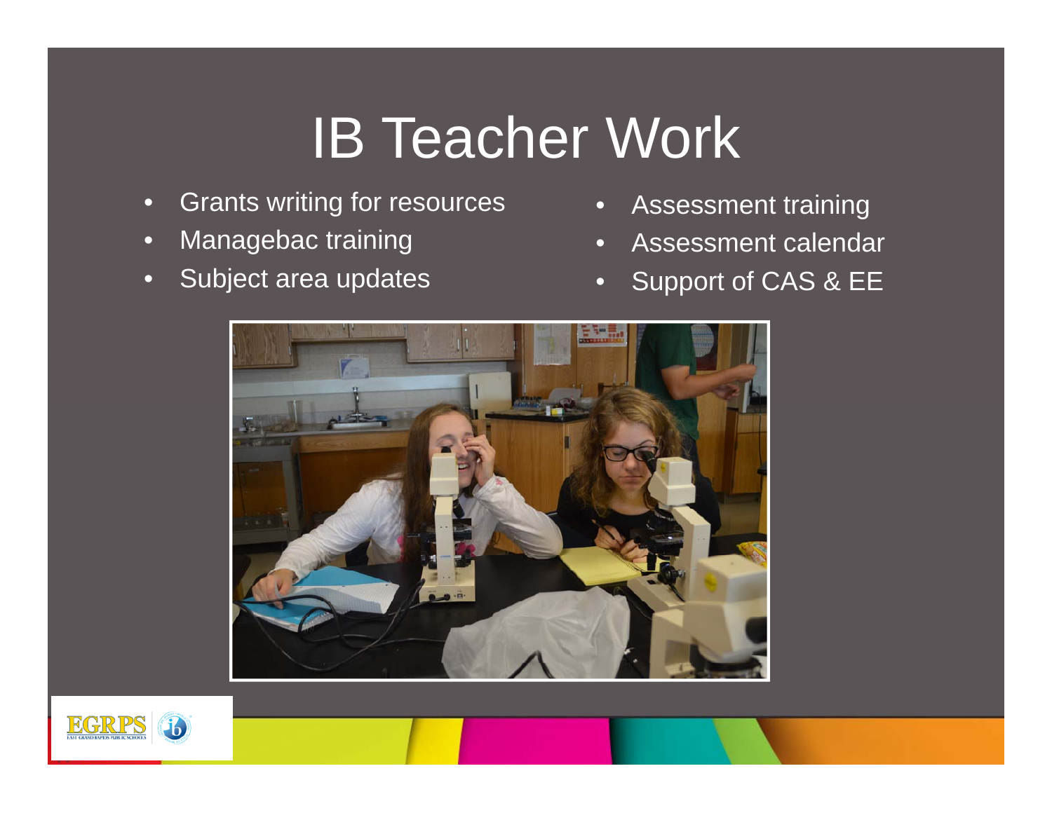# IB Teacher Work

- Grants writing for resources
- Managebac training
- Subject area updates
- Assessment training
- Assessment calendar
- Support of CAS & EE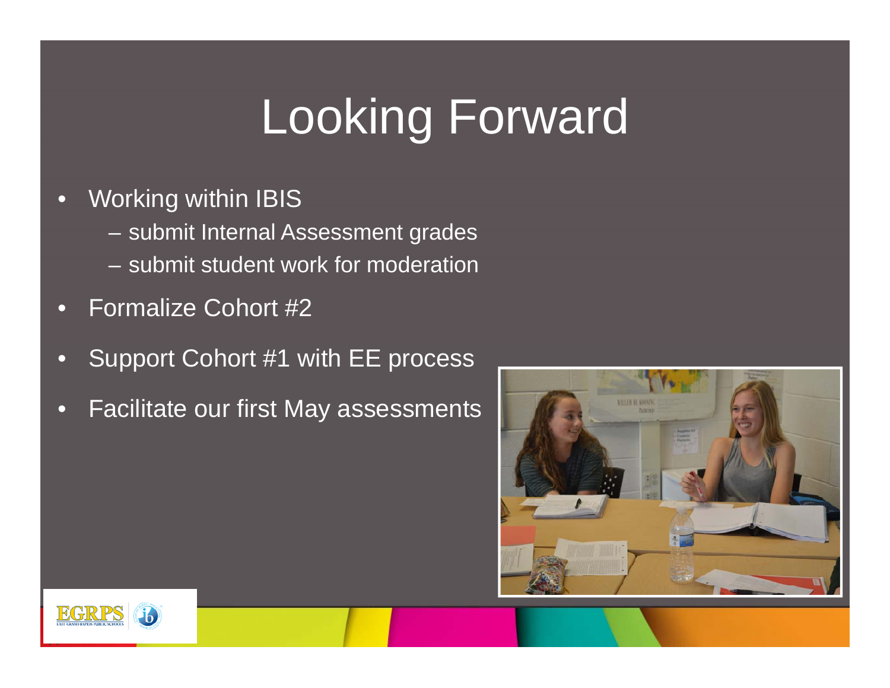# Looking Forward

- Working within IBIS
  - submit Internal Assessment grades
  - submit student work for moderation
- Formalize Cohort #2
- Support Cohort #1 with EE process
- Facilitate our first May assessments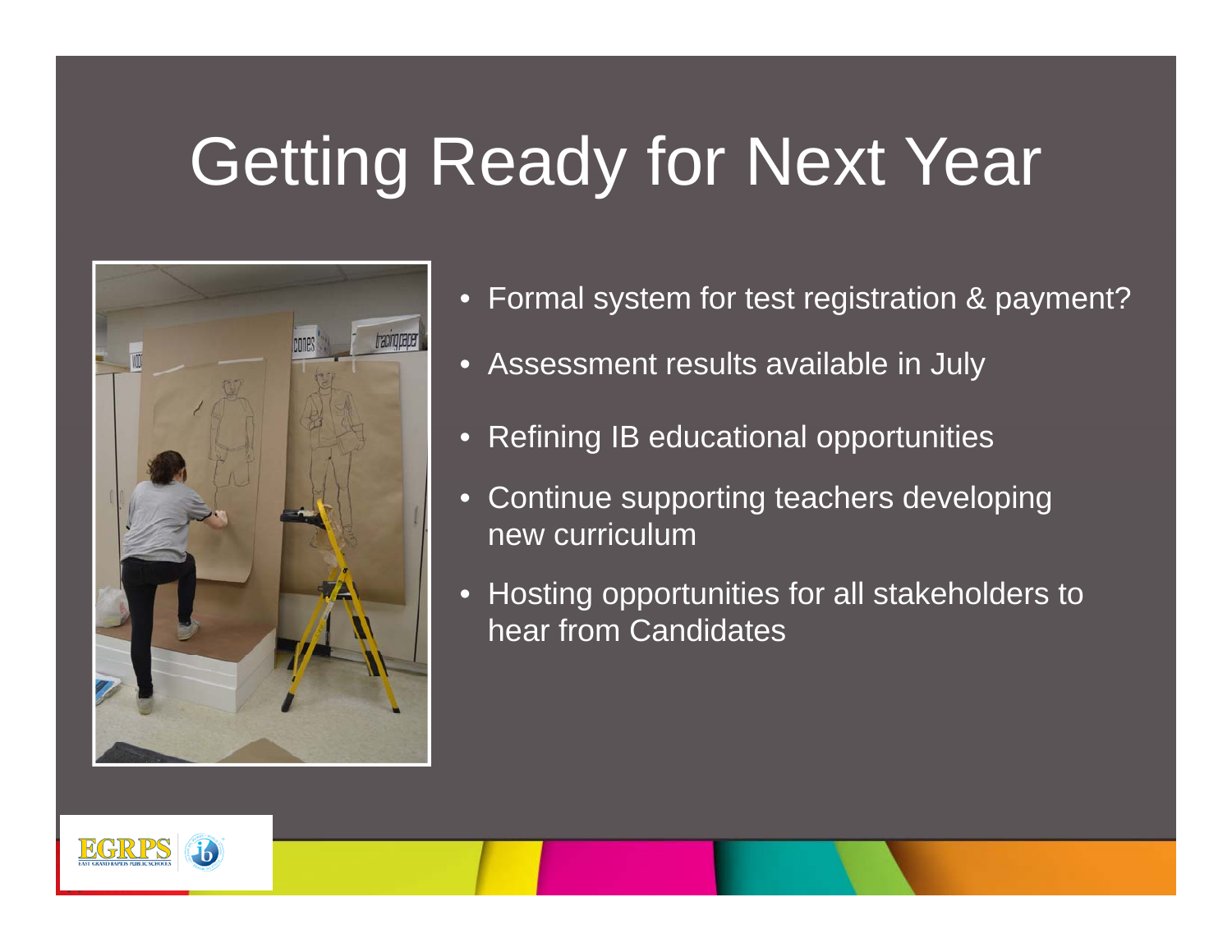# Getting Ready for Next Year

- Formal system for test registration & payment?
- Assessment results available in July
- Refining IB educational opportunities
- Continue supporting teachers developing new curriculum
- Hosting opportunities for all stakeholders to hear from Candidates